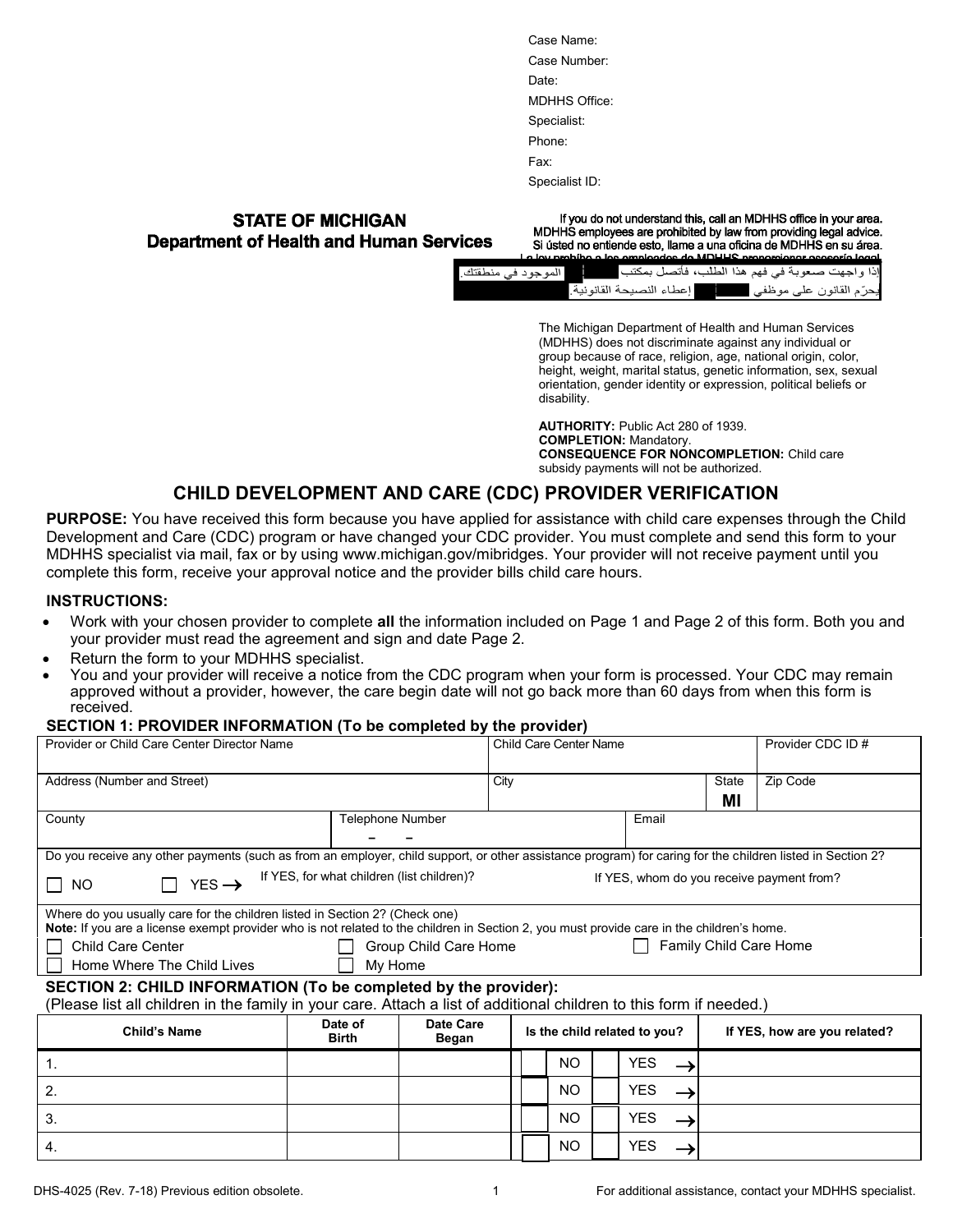Case Name:
Case Number:
Date:
MDHHS Office:
Specialist:
Phone:
Fax:
Specialist ID:

**STATE OF MICHIGAN**
**Department of Health and Human Services**

If you do not understand this, call an MDHHS office in your area.
MDHHS employees are prohibited by law from providing legal advice.
Si ústed no entiende esto, llame a una oficina de MDHHS en su área.
La ley prohíbe a los empleados de MDHHS proporcionar asesoría legal.
إذا واجهت صعوبة في فهم هذا الطلب، فأتصل بمكتب MDHHS الموجود في منطقتك.
يحرّم القانون على موظفي MDHHS إعطاء النصيحة القانونية.

The Michigan Department of Health and Human Services (MDHHS) does not discriminate against any individual or group because of race, religion, age, national origin, color, height, weight, marital status, genetic information, sex, sexual orientation, gender identity or expression, political beliefs or disability.

**AUTHORITY:** Public Act 280 of 1939.
**COMPLETION:** Mandatory.
**CONSEQUENCE FOR NONCOMPLETION:** Child care subsidy payments will not be authorized.

# CHILD DEVELOPMENT AND CARE (CDC) PROVIDER VERIFICATION

**PURPOSE:** You have received this form because you have applied for assistance with child care expenses through the Child Development and Care (CDC) program or have changed your CDC provider. You must complete and send this form to your MDHHS specialist via mail, fax or by using www.michigan.gov/mibridges. Your provider will not receive payment until you complete this form, receive your approval notice and the provider bills child care hours.

**INSTRUCTIONS:**

- Work with your chosen provider to complete **all** the information included on Page 1 and Page 2 of this form. Both you and your provider must read the agreement and sign and date Page 2.
- Return the form to your MDHHS specialist.
- You and your provider will receive a notice from the CDC program when your form is processed. Your CDC may remain approved without a provider, however, the care begin date will not go back more than 60 days from when this form is received.

## SECTION 1: PROVIDER INFORMATION (To be completed by the provider)

| Provider or Child Care Center Director Name | Child Care Center Name | | Provider CDC ID # |
|---|---|---|---|
| Address (Number and Street) | City | State MI | Zip Code |
| County | Telephone Number – – | Email | |

Do you receive any other payments (such as from an employer, child support, or other assistance program) for caring for the children listed in Section 2?

☐ NO ☐ YES → If YES, for what children (list children)? If YES, whom do you receive payment from?

Where do you usually care for the children listed in Section 2? (Check one)
**Note:** If you are a license exempt provider who is not related to the children in Section 2, you must provide care in the children's home.

☐ Child Care Center ☐ Group Child Care Home ☐ Family Child Care Home
☐ Home Where The Child Lives ☐ My Home

## SECTION 2: CHILD INFORMATION (To be completed by the provider):

(Please list all children in the family in your care. Attach a list of additional children to this form if needed.)

| Child's Name | Date of Birth | Date Care Began | Is the child related to you? | If YES, how are you related? |
|---|---|---|---|---|
| 1. | | | ☐ NO ☐ YES → | |
| 2. | | | ☐ NO ☐ YES → | |
| 3. | | | ☐ NO ☐ YES → | |
| 4. | | | ☐ NO ☐ YES → | |

DHS-4025 (Rev. 7-18) Previous edition obsolete. For additional assistance, contact your MDHHS specialist.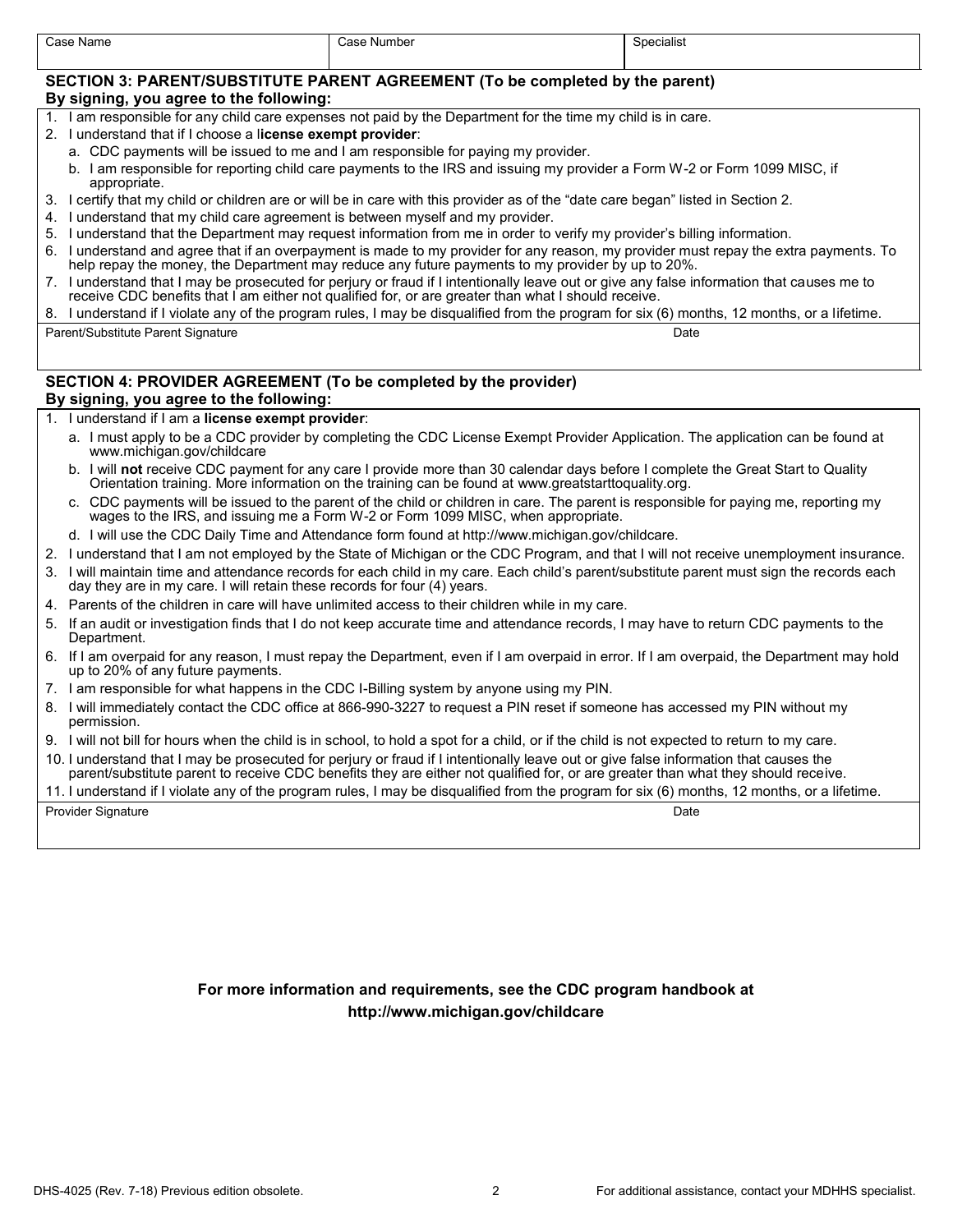| Case Name | Case Number | Specialist |
|---|---|---|
| | | |

**SECTION 3: PARENT/SUBSTITUTE PARENT AGREEMENT (To be completed by the parent)**
**By signing, you agree to the following:**

1. I am responsible for any child care expenses not paid by the Department for the time my child is in care.
2. I understand that if I choose a **license exempt provider**:
   a. CDC payments will be issued to me and I am responsible for paying my provider.
   b. I am responsible for reporting child care payments to the IRS and issuing my provider a Form W-2 or Form 1099 MISC, if appropriate.
3. I certify that my child or children are or will be in care with this provider as of the "date care began" listed in Section 2.
4. I understand that my child care agreement is between myself and my provider.
5. I understand that the Department may request information from me in order to verify my provider's billing information.
6. I understand and agree that if an overpayment is made to my provider for any reason, my provider must repay the extra payments. To help repay the money, the Department may reduce any future payments to my provider by up to 20%.
7. I understand that I may be prosecuted for perjury or fraud if I intentionally leave out or give any false information that causes me to receive CDC benefits that I am either not qualified for, or are greater than what I should receive.
8. I understand if I violate any of the program rules, I may be disqualified from the program for six (6) months, 12 months, or a lifetime.

| Parent/Substitute Parent Signature | Date |
|---|---|
| | |

**SECTION 4: PROVIDER AGREEMENT (To be completed by the provider)**
**By signing, you agree to the following:**

1. I understand if I am a **license exempt provider**:
   a. I must apply to be a CDC provider by completing the CDC License Exempt Provider Application. The application can be found at www.michigan.gov/childcare
   b. I will **not** receive CDC payment for any care I provide more than 30 calendar days before I complete the Great Start to Quality Orientation training. More information on the training can be found at www.greatstarttoquality.org.
   c. CDC payments will be issued to the parent of the child or children in care. The parent is responsible for paying me, reporting my wages to the IRS, and issuing me a Form W-2 or Form 1099 MISC, when appropriate.
   d. I will use the CDC Daily Time and Attendance form found at http://www.michigan.gov/childcare.
2. I understand that I am not employed by the State of Michigan or the CDC Program, and that I will not receive unemployment insurance.
3. I will maintain time and attendance records for each child in my care. Each child's parent/substitute parent must sign the records each day they are in my care. I will retain these records for four (4) years.
4. Parents of the children in care will have unlimited access to their children while in my care.
5. If an audit or investigation finds that I do not keep accurate time and attendance records, I may have to return CDC payments to the Department.
6. If I am overpaid for any reason, I must repay the Department, even if I am overpaid in error. If I am overpaid, the Department may hold up to 20% of any future payments.
7. I am responsible for what happens in the CDC I-Billing system by anyone using my PIN.
8. I will immediately contact the CDC office at 866-990-3227 to request a PIN reset if someone has accessed my PIN without my permission.
9. I will not bill for hours when the child is in school, to hold a spot for a child, or if the child is not expected to return to my care.
10. I understand that I may be prosecuted for perjury or fraud if I intentionally leave out or give false information that causes the parent/substitute parent to receive CDC benefits they are either not qualified for, or are greater than what they should receive.
11. I understand if I violate any of the program rules, I may be disqualified from the program for six (6) months, 12 months, or a lifetime.

| Provider Signature | Date |
|---|---|
| | |

**For more information and requirements, see the CDC program handbook at http://www.michigan.gov/childcare**

DHS-4025 (Rev. 7-18) Previous edition obsolete. For additional assistance, contact your MDHHS specialist.